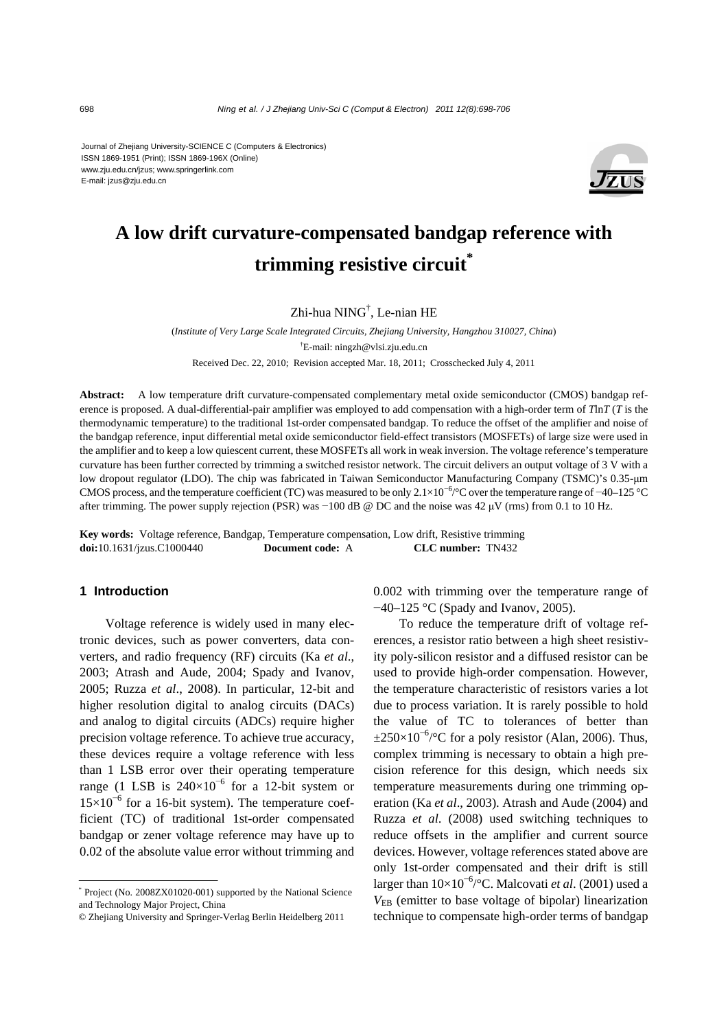Journal of Zhejiang University-SCIENCE C (Computers & Electronics)
ISSN 1869-1951 (Print); ISSN 1869-196X (Online)
www.zju.edu.cn/jzus; www.springerlink.com
E-mail: jzus@zju.edu.cn

# A low drift curvature-compensated bandgap reference with trimming resistive circuit*

Zhi-hua NING†, Le-nian HE

(*Institute of Very Large Scale Integrated Circuits, Zhejiang University, Hangzhou 310027, China*)

†E-mail: ningzh@vlsi.zju.edu.cn

Received Dec. 22, 2010; Revision accepted Mar. 18, 2011; Crosschecked July 4, 2011

**Abstract:** A low temperature drift curvature-compensated complementary metal oxide semiconductor (CMOS) bandgap reference is proposed. A dual-differential-pair amplifier was employed to add compensation with a high-order term of $T\ln T$ ($T$ is the thermodynamic temperature) to the traditional 1st-order compensated bandgap. To reduce the offset of the amplifier and noise of the bandgap reference, input differential metal oxide semiconductor field-effect transistors (MOSFETs) of large size were used in the amplifier and to keep a low quiescent current, these MOSFETs all work in weak inversion. The voltage reference's temperature curvature has been further corrected by trimming a switched resistor network. The circuit delivers an output voltage of 3 V with a low dropout regulator (LDO). The chip was fabricated in Taiwan Semiconductor Manufacturing Company (TSMC)'s 0.35-μm CMOS process, and the temperature coefficient (TC) was measured to be only $2.1\times10^{-6}$/°C over the temperature range of −40–125 °C after trimming. The power supply rejection (PSR) was −100 dB @ DC and the noise was 42 μV (rms) from 0.1 to 10 Hz.

**Key words:** Voltage reference, Bandgap, Temperature compensation, Low drift, Resistive trimming
**doi:**10.1631/jzus.C1000440 **Document code:** A **CLC number:** TN432

## 1 Introduction

Voltage reference is widely used in many electronic devices, such as power converters, data converters, and radio frequency (RF) circuits (Ka *et al*., 2003; Atrash and Aude, 2004; Spady and Ivanov, 2005; Ruzza *et al*., 2008). In particular, 12-bit and higher resolution digital to analog circuits (DACs) and analog to digital circuits (ADCs) require higher precision voltage reference. To achieve true accuracy, these devices require a voltage reference with less than 1 LSB error over their operating temperature range (1 LSB is $240\times10^{-6}$ for a 12-bit system or $15\times10^{-6}$ for a 16-bit system). The temperature coefficient (TC) of traditional 1st-order compensated bandgap or zener voltage reference may have up to 0.02 of the absolute value error without trimming and 0.002 with trimming over the temperature range of −40–125 °C (Spady and Ivanov, 2005).

To reduce the temperature drift of voltage references, a resistor ratio between a high sheet resistivity poly-silicon resistor and a diffused resistor can be used to provide high-order compensation. However, the temperature characteristic of resistors varies a lot due to process variation. It is rarely possible to hold the value of TC to tolerances of better than $\pm250\times10^{-6}$/°C for a poly resistor (Alan, 2006). Thus, complex trimming is necessary to obtain a high precision reference for this design, which needs six temperature measurements during one trimming operation (Ka *et al*., 2003). Atrash and Aude (2004) and Ruzza *et al*. (2008) used switching techniques to reduce offsets in the amplifier and current source devices. However, voltage references stated above are only 1st-order compensated and their drift is still larger than $10\times10^{-6}$/°C. Malcovati *et al*. (2001) used a $V_{EB}$ (emitter to base voltage of bipolar) linearization technique to compensate high-order terms of bandgap

---

* Project (No. 2008ZX01020-001) supported by the National Science and Technology Major Project, China

© Zhejiang University and Springer-Verlag Berlin Heidelberg 2011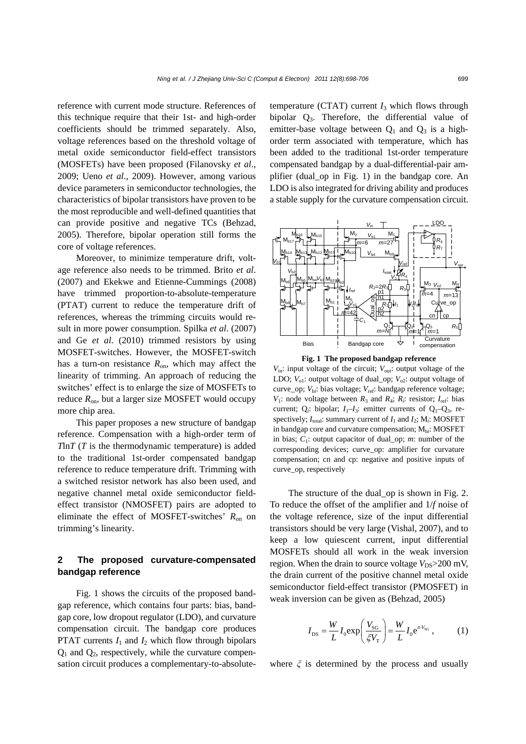reference with current mode structure. References of this technique require that their 1st- and high-order coefficients should be trimmed separately. Also, voltage references based on the threshold voltage of metal oxide semiconductor field-effect transistors (MOSFETs) have been proposed (Filanovsky *et al*., 2009; Ueno *et al*., 2009). However, among various device parameters in semiconductor technologies, the characteristics of bipolar transistors have proven to be the most reproducible and well-defined quantities that can provide positive and negative TCs (Behzad, 2005). Therefore, bipolar operation still forms the core of voltage references.

Moreover, to minimize temperature drift, voltage reference also needs to be trimmed. Brito *et al*. (2007) and Ekekwe and Etienne-Cummings (2008) have trimmed proportion-to-absolute-temperature (PTAT) current to reduce the temperature drift of references, whereas the trimming circuits would result in more power consumption. Spilka *et al*. (2007) and Ge *et al*. (2010) trimmed resistors by using MOSFET-switches. However, the MOSFET-switch has a turn-on resistance $R_{on}$, which may affect the linearity of trimming. An approach of reducing the switches' effect is to enlarge the size of MOSFETs to reduce $R_{on}$, but a larger size MOSFET would occupy more chip area.

This paper proposes a new structure of bandgap reference. Compensation with a high-order term of $T\ln T$ ($T$ is the thermodynamic temperature) is added to the traditional 1st-order compensated bandgap reference to reduce temperature drift. Trimming with a switched resistor network has also been used, and negative channel metal oxide semiconductor field-effect transistor (NMOSFET) pairs are adopted to eliminate the effect of MOSFET-switches' $R_{on}$ on trimming's linearity.

## 2 The proposed curvature-compensated bandgap reference

Fig. 1 shows the circuits of the proposed bandgap reference, which contains four parts: bias, bandgap core, low dropout regulator (LDO), and curvature compensation circuit. The bandgap core produces PTAT currents $I_1$ and $I_2$ which flow through bipolars $Q_1$ and $Q_2$, respectively, while the curvature compensation circuit produces a complementary-to-absolute-temperature (CTAT) current $I_3$ which flows through bipolar $Q_3$. Therefore, the differential value of emitter-base voltage between $Q_1$ and $Q_3$ is a high-order term associated with temperature, which has been added to the traditional 1st-order temperature compensated bandgap by a dual-differential-pair amplifier (dual_op in Fig. 1) in the bandgap core. An LDO is also integrated for driving ability and produces a stable supply for the curvature compensation circuit.

**Fig. 1 The proposed bandgap reference**

$V_{in}$: input voltage of the circuit; $V_{out}$: output voltage of the LDO; $V_{o1}$: output voltage of dual_op; $V_{o2}$: output voltage of curve_op; $V_{bi}$: bias voltage; $V_{ref}$: bandgap reference voltage; $V_1$: node voltage between $R_3$ and $R_4$; $R_i$: resistor; $I_{ref}$: bias current; $Q_i$: bipolar; $I_1$–$I_3$: emitter currents of $Q_1$–$Q_3$, respectively; $I_{total}$: summary current of $I_1$ and $I_2$; $M_i$: MOSFET in bandgap core and curvature compensation; $M_{bi}$: MOSFET in bias; $C_1$: output capacitor of dual_op; $m$: number of the corresponding devices; curve_op: amplifier for curvature compensation; cn and cp: negative and positive inputs of curve_op, respectively

The structure of the dual_op is shown in Fig. 2. To reduce the offset of the amplifier and 1/$f$ noise of the voltage reference, size of the input differential transistors should be very large (Vishal, 2007), and to keep a low quiescent current, input differential MOSFETs should all work in the weak inversion region. When the drain to source voltage $V_{DS}$>200 mV, the drain current of the positive channel metal oxide semiconductor field-effect transistor (PMOSFET) in weak inversion can be given as (Behzad, 2005)

$$I_{DS} = \frac{W}{L} I_0 \exp\left(\frac{V_{SG}}{\xi V_T}\right) = \frac{W}{L} I_0 e^{n \cdot V_{SG}}, \qquad (1)$$

where $\xi$ is determined by the process and usually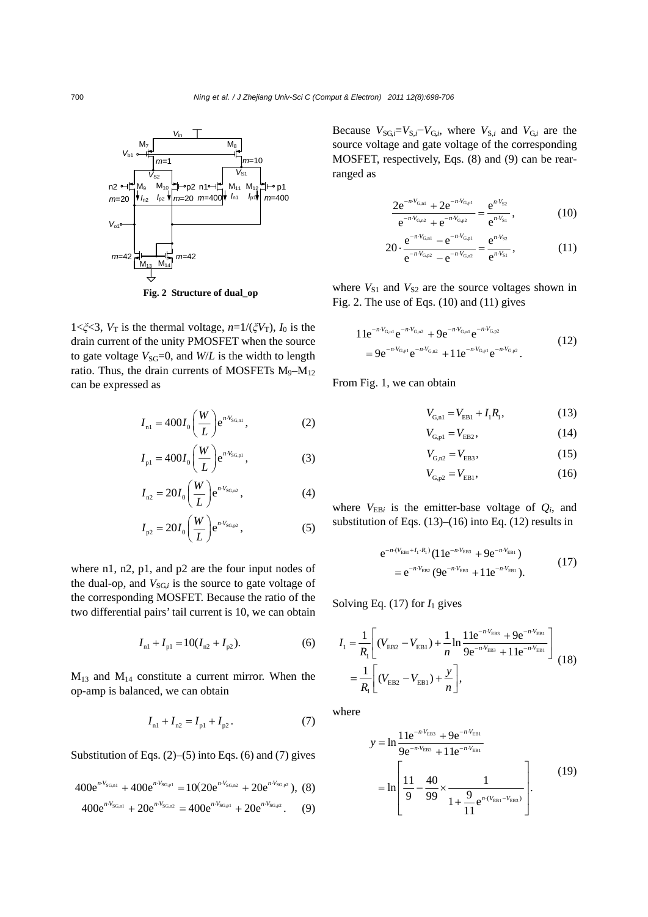**Fig. 2 Structure of dual_op**

$1<\xi<3$, $V_T$ is the thermal voltage, $n=1/(\xi V_T)$, $I_0$ is the drain current of the unity PMOSFET when the source to gate voltage $V_{SG}=0$, and $W/L$ is the width to length ratio. Thus, the drain currents of MOSFETs $M_9$–$M_{12}$ can be expressed as

$$I_{n1}=400I_0\left(\frac{W}{L}\right)e^{n\cdot V_{SG,n1}}, \tag{2}$$

$$I_{p1}=400I_0\left(\frac{W}{L}\right)e^{n\cdot V_{SG,p1}}, \tag{3}$$

$$I_{n2}=20I_0\left(\frac{W}{L}\right)e^{n\cdot V_{SG,n2}}, \tag{4}$$

$$I_{p2}=20I_0\left(\frac{W}{L}\right)e^{n\cdot V_{SG,p2}}, \tag{5}$$

where n1, n2, p1, and p2 are the four input nodes of the dual-op, and $V_{SG,i}$ is the source to gate voltage of the corresponding MOSFET. Because the ratio of the two differential pairs' tail current is 10, we can obtain

$$I_{n1}+I_{p1}=10(I_{n2}+I_{p2}). \tag{6}$$

$M_{13}$ and $M_{14}$ constitute a current mirror. When the op-amp is balanced, we can obtain

$$I_{n1}+I_{n2}=I_{p1}+I_{p2}. \tag{7}$$

Substitution of Eqs. (2)–(5) into Eqs. (6) and (7) gives

$$400e^{n\cdot V_{SG,n1}}+400e^{n\cdot V_{SG,p1}}=10(20e^{n\cdot V_{SG,n2}}+20e^{n\cdot V_{SG,p2}}), \tag{8}$$

$$400e^{n\cdot V_{SG,n1}}+20e^{n\cdot V_{SG,n2}}=400e^{n\cdot V_{SG,p1}}+20e^{n\cdot V_{SG,p2}}. \tag{9}$$

Because $V_{SG,i}=V_{S,i}-V_{G,i}$, where $V_{S,i}$ and $V_{G,i}$ are the source voltage and gate voltage of the corresponding MOSFET, respectively, Eqs. (8) and (9) can be rearranged as

$$\frac{2e^{-n\cdot V_{G,n1}}+2e^{-n\cdot V_{G,p1}}}{e^{-n\cdot V_{G,n2}}+e^{-n\cdot V_{G,p2}}}=\frac{e^{n\cdot V_{S2}}}{e^{n\cdot V_{S1}}}, \tag{10}$$

$$20\cdot\frac{e^{-n\cdot V_{G,n1}}-e^{-n\cdot V_{G,p1}}}{e^{-n\cdot V_{G,p2}}-e^{-n\cdot V_{G,n2}}}=\frac{e^{n\cdot V_{S2}}}{e^{n\cdot V_{S1}}}, \tag{11}$$

where $V_{S1}$ and $V_{S2}$ are the source voltages shown in Fig. 2. The use of Eqs. (10) and (11) gives

$$\begin{aligned}&11e^{-n\cdot V_{G,n1}}e^{-n\cdot V_{G,n2}}+9e^{-n\cdot V_{G,n1}}e^{-n\cdot V_{G,p2}}\\&=9e^{-n\cdot V_{G,p1}}e^{-n\cdot V_{G,n2}}+11e^{-n\cdot V_{G,p1}}e^{-n\cdot V_{G,p2}}.\end{aligned} \tag{12}$$

From Fig. 1, we can obtain

$$V_{G,n1}=V_{EB1}+I_1R_1, \tag{13}$$

$$V_{G,p1}=V_{EB2}, \tag{14}$$

$$V_{G,n2}=V_{EB3}, \tag{15}$$

$$V_{G,p2}=V_{EB1}, \tag{16}$$

where $V_{EBi}$ is the emitter-base voltage of $Q_i$, and substitution of Eqs. (13)–(16) into Eq. (12) results in

$$\begin{aligned}&e^{-n\cdot(V_{EB1}+I_1\cdot R_1)}(11e^{-n\cdot V_{EB3}}+9e^{-n\cdot V_{EB1}})\\&=e^{-n\cdot V_{EB2}}(9e^{-n\cdot V_{EB3}}+11e^{-n\cdot V_{EB1}}).\end{aligned} \tag{17}$$

Solving Eq. (17) for $I_1$ gives

$$\begin{aligned}I_1&=\frac{1}{R_1}\left[(V_{EB2}-V_{EB1})+\frac{1}{n}\ln\frac{11e^{-n\cdot V_{EB3}}+9e^{-n\cdot V_{EB1}}}{9e^{-n\cdot V_{EB3}}+11e^{-n\cdot V_{EB1}}}\right]\\&=\frac{1}{R_1}\left[(V_{EB2}-V_{EB1})+\frac{y}{n}\right],\end{aligned} \tag{18}$$

where

$$\begin{aligned}y&=\ln\frac{11e^{-n\cdot V_{EB3}}+9e^{-n\cdot V_{EB1}}}{9e^{-n\cdot V_{EB3}}+11e^{-n\cdot V_{EB1}}}\\&=\ln\left[\frac{11}{9}-\frac{40}{99}\times\frac{1}{1+\dfrac{9}{11}e^{n\cdot(V_{EB1}-V_{EB3})}}\right].\end{aligned} \tag{19}$$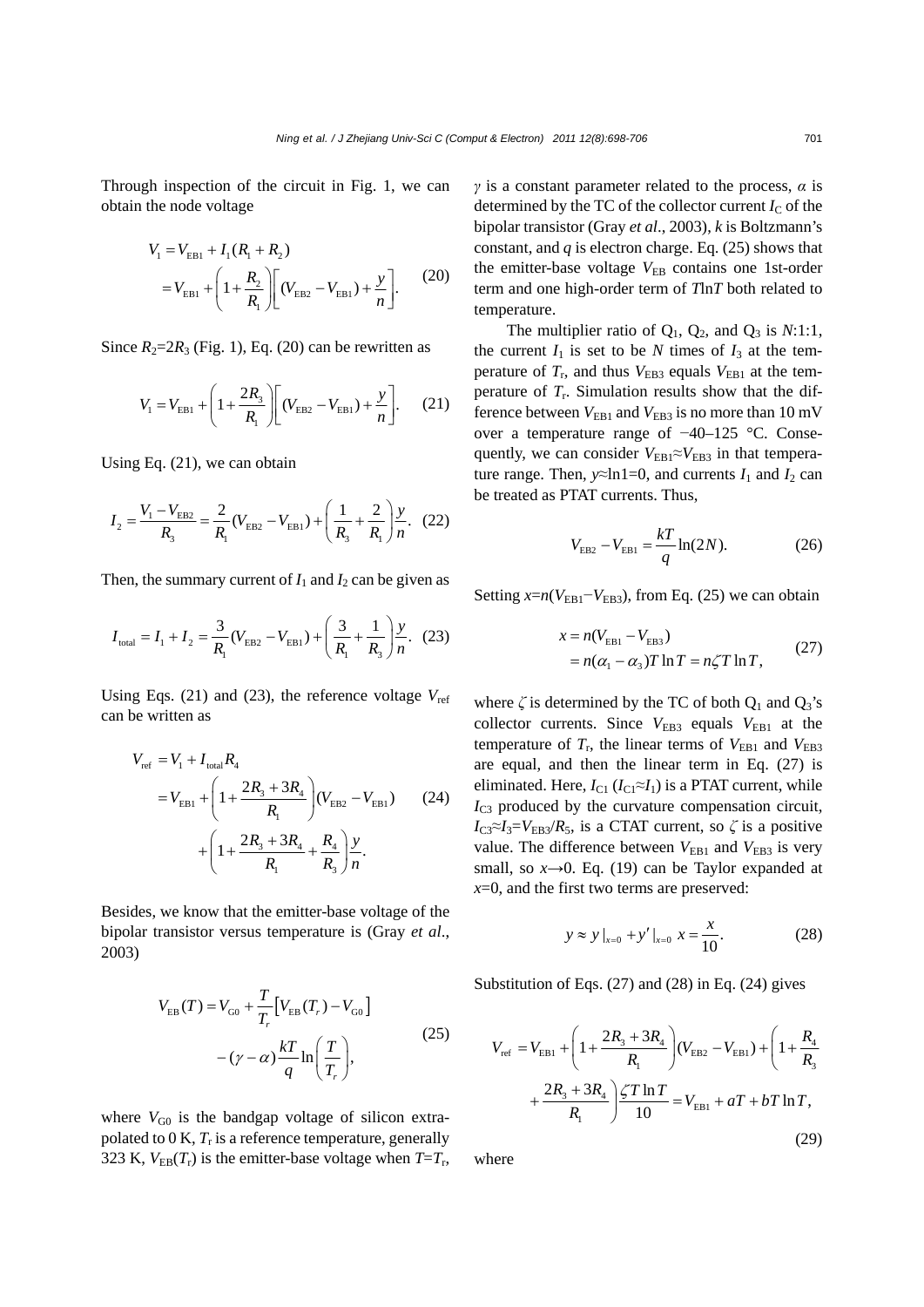Through inspection of the circuit in Fig. 1, we can obtain the node voltage

$$\begin{aligned} V_1 &= V_{\mathrm{EB1}} + I_1(R_1 + R_2) \\ &= V_{\mathrm{EB1}} + \left(1 + \frac{R_2}{R_1}\right)\left[(V_{\mathrm{EB2}} - V_{\mathrm{EB1}}) + \frac{y}{n}\right]. \end{aligned} \tag{20}$$

Since $R_2=2R_3$ (Fig. 1), Eq. (20) can be rewritten as

$$V_1 = V_{\mathrm{EB1}} + \left(1 + \frac{2R_3}{R_1}\right)\left[(V_{\mathrm{EB2}} - V_{\mathrm{EB1}}) + \frac{y}{n}\right]. \tag{21}$$

Using Eq. (21), we can obtain

$$I_2 = \frac{V_1 - V_{\mathrm{EB2}}}{R_3} = \frac{2}{R_1}(V_{\mathrm{EB2}} - V_{\mathrm{EB1}}) + \left(\frac{1}{R_3} + \frac{2}{R_1}\right)\frac{y}{n}. \tag{22}$$

Then, the summary current of $I_1$ and $I_2$ can be given as

$$I_{\mathrm{total}} = I_1 + I_2 = \frac{3}{R_1}(V_{\mathrm{EB2}} - V_{\mathrm{EB1}}) + \left(\frac{3}{R_1} + \frac{1}{R_3}\right)\frac{y}{n}. \tag{23}$$

Using Eqs. (21) and (23), the reference voltage $V_{\mathrm{ref}}$ can be written as

$$\begin{aligned} V_{\mathrm{ref}} &= V_1 + I_{\mathrm{total}} R_4 \\ &= V_{\mathrm{EB1}} + \left(1 + \frac{2R_3 + 3R_4}{R_1}\right)(V_{\mathrm{EB2}} - V_{\mathrm{EB1}}) \\ &\quad + \left(1 + \frac{2R_3 + 3R_4}{R_1} + \frac{R_4}{R_3}\right)\frac{y}{n}. \end{aligned} \tag{24}$$

Besides, we know that the emitter-base voltage of the bipolar transistor versus temperature is (Gray *et al*., 2003)

$$\begin{aligned} V_{\mathrm{EB}}(T) &= V_{\mathrm{G0}} + \frac{T}{T_r}\left[V_{\mathrm{EB}}(T_r) - V_{\mathrm{G0}}\right] \\ &\quad - (\gamma - \alpha)\frac{kT}{q}\ln\left(\frac{T}{T_r}\right), \end{aligned} \tag{25}$$

where $V_{\mathrm{G0}}$ is the bandgap voltage of silicon extrapolated to 0 K, $T_{\mathrm{r}}$ is a reference temperature, generally 323 K, $V_{\mathrm{EB}}(T_{\mathrm{r}})$ is the emitter-base voltage when $T=T_{\mathrm{r}}$, $\gamma$ is a constant parameter related to the process, $\alpha$ is determined by the TC of the collector current $I_{\mathrm{C}}$ of the bipolar transistor (Gray *et al*., 2003), $k$ is Boltzmann's constant, and $q$ is electron charge. Eq. (25) shows that the emitter-base voltage $V_{\mathrm{EB}}$ contains one 1st-order term and one high-order term of $T\ln T$ both related to temperature.

The multiplier ratio of $Q_1$, $Q_2$, and $Q_3$ is $N$:1:1, the current $I_1$ is set to be $N$ times of $I_3$ at the temperature of $T_{\mathrm{r}}$, and thus $V_{\mathrm{EB3}}$ equals $V_{\mathrm{EB1}}$ at the temperature of $T_{\mathrm{r}}$. Simulation results show that the difference between $V_{\mathrm{EB1}}$ and $V_{\mathrm{EB3}}$ is no more than 10 mV over a temperature range of −40–125 °C. Consequently, we can consider $V_{\mathrm{EB1}}\approx V_{\mathrm{EB3}}$ in that temperature range. Then, $y\approx\ln 1=0$, and currents $I_1$ and $I_2$ can be treated as PTAT currents. Thus,

$$V_{\mathrm{EB2}} - V_{\mathrm{EB1}} = \frac{kT}{q}\ln(2N). \tag{26}$$

Setting $x=n(V_{\mathrm{EB1}}-V_{\mathrm{EB3}})$, from Eq. (25) we can obtain

$$\begin{aligned} x &= n(V_{\mathrm{EB1}} - V_{\mathrm{EB3}}) \\ &= n(\alpha_1 - \alpha_3)T\ln T = n\zeta T\ln T, \end{aligned} \tag{27}$$

where $\zeta$ is determined by the TC of both $Q_1$ and $Q_3$'s collector currents. Since $V_{\mathrm{EB3}}$ equals $V_{\mathrm{EB1}}$ at the temperature of $T_{\mathrm{r}}$, the linear terms of $V_{\mathrm{EB1}}$ and $V_{\mathrm{EB3}}$ are equal, and then the linear term in Eq. (27) is eliminated. Here, $I_{\mathrm{C1}}$ ($I_{\mathrm{C1}}\approx I_1$) is a PTAT current, while $I_{\mathrm{C3}}$ produced by the curvature compensation circuit, $I_{\mathrm{C3}}\approx I_3=V_{\mathrm{EB3}}/R_5$, is a CTAT current, so $\zeta$ is a positive value. The difference between $V_{\mathrm{EB1}}$ and $V_{\mathrm{EB3}}$ is very small, so $x\rightarrow 0$. Eq. (19) can be Taylor expanded at $x=0$, and the first two terms are preserved:

$$y \approx y\,|_{x=0} + y'\,|_{x=0}\; x = \frac{x}{10}. \tag{28}$$

Substitution of Eqs. (27) and (28) in Eq. (24) gives

$$\begin{aligned} V_{\mathrm{ref}} &= V_{\mathrm{EB1}} + \left(1 + \frac{2R_3 + 3R_4}{R_1}\right)(V_{\mathrm{EB2}} - V_{\mathrm{EB1}}) + \left(1 + \frac{R_4}{R_3}\right. \\ &\quad \left. + \frac{2R_3 + 3R_4}{R_1}\right)\frac{\zeta T\ln T}{10} = V_{\mathrm{EB1}} + aT + bT\ln T, \end{aligned} \tag{29}$$

where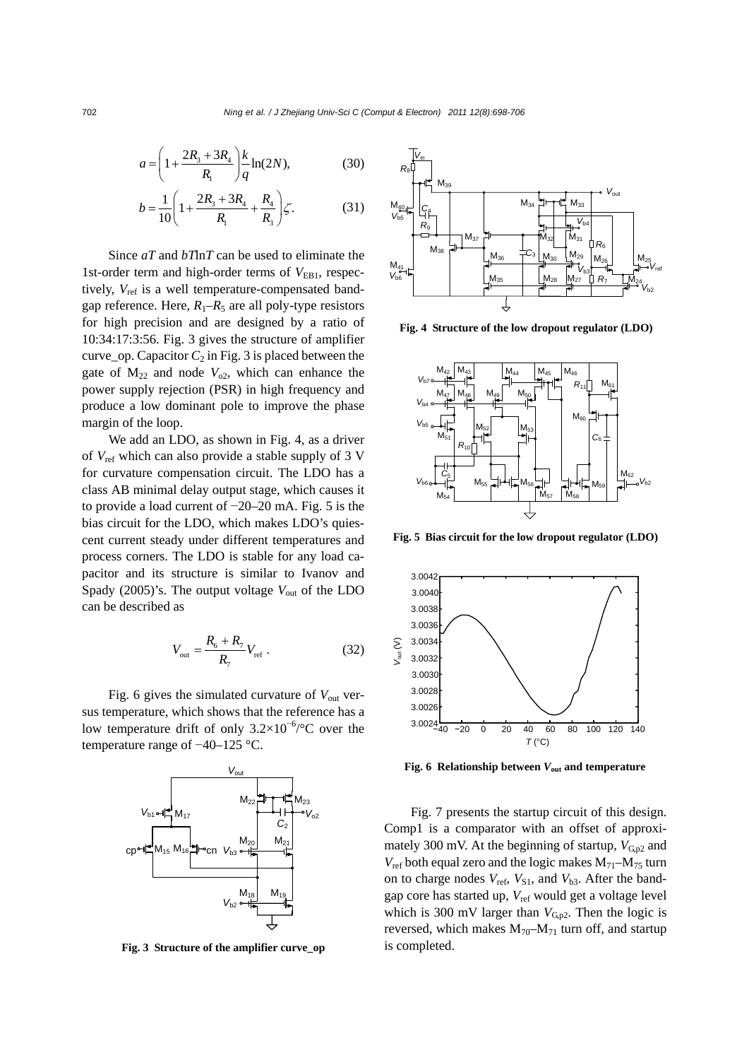$$a = \left(1 + \frac{2R_3 + 3R_4}{R_1}\right)\frac{k}{q}\ln(2N), \tag{30}$$

$$b = \frac{1}{10}\left(1 + \frac{2R_3 + 3R_4}{R_1} + \frac{R_4}{R_3}\right)\zeta. \tag{31}$$

Since $aT$ and $bT\ln T$ can be used to eliminate the 1st-order term and high-order terms of $V_{EB1}$, respectively, $V_{ref}$ is a well temperature-compensated bandgap reference. Here, $R_1$–$R_5$ are all poly-type resistors for high precision and are designed by a ratio of 10:34:17:3:56. Fig. 3 gives the structure of amplifier curve_op. Capacitor $C_2$ in Fig. 3 is placed between the gate of $M_{22}$ and node $V_{o2}$, which can enhance the power supply rejection (PSR) in high frequency and produce a low dominant pole to improve the phase margin of the loop.

Fig. 3 Structure of the amplifier curve_op

We add an LDO, as shown in Fig. 4, as a driver of $V_{ref}$ which can also provide a stable supply of 3 V for curvature compensation circuit. The LDO has a class AB minimal delay output stage, which causes it to provide a load current of −20–20 mA. Fig. 5 is the bias circuit for the LDO, which makes LDO's quiescent current steady under different temperatures and process corners. The LDO is stable for any load capacitor and its structure is similar to Ivanov and Spady (2005)'s. The output voltage $V_{out}$ of the LDO can be described as

$$V_{out} = \frac{R_6 + R_7}{R_7}V_{ref}\ . \tag{32}$$

Fig. 6 gives the simulated curvature of $V_{out}$ versus temperature, which shows that the reference has a low temperature drift of only $3.2\times10^{-6}$/°C over the temperature range of −40–125 °C.

Fig. 4 Structure of the low dropout regulator (LDO)

Fig. 5 Bias circuit for the low dropout regulator (LDO)

Fig. 6 Relationship between $V_{out}$ and temperature

Fig. 7 presents the startup circuit of this design. Comp1 is a comparator with an offset of approximately 300 mV. At the beginning of startup, $V_{G,p2}$ and $V_{ref}$ both equal zero and the logic makes $M_{71}$–$M_{75}$ turn on to charge nodes $V_{ref}$, $V_{S1}$, and $V_{b3}$. After the bandgap core has started up, $V_{ref}$ would get a voltage level which is 300 mV larger than $V_{G,p2}$. Then the logic is reversed, which makes $M_{70}$–$M_{71}$ turn off, and startup is completed.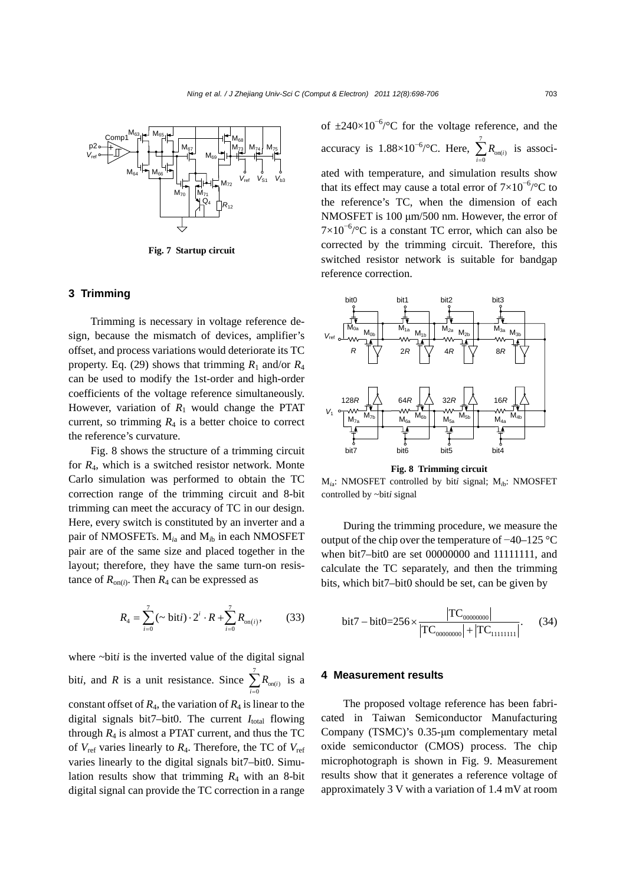**Fig. 7 Startup circuit**

## 3 Trimming

Trimming is necessary in voltage reference design, because the mismatch of devices, amplifier's offset, and process variations would deteriorate its TC property. Eq. (29) shows that trimming $R_1$ and/or $R_4$ can be used to modify the 1st-order and high-order coefficients of the voltage reference simultaneously. However, variation of $R_1$ would change the PTAT current, so trimming $R_4$ is a better choice to correct the reference's curvature.

Fig. 8 shows the structure of a trimming circuit for $R_4$, which is a switched resistor network. Monte Carlo simulation was performed to obtain the TC correction range of the trimming circuit and 8-bit trimming can meet the accuracy of TC in our design. Here, every switch is constituted by an inverter and a pair of NMOSFETs. $M_{ia}$ and $M_{ib}$ in each NMOSFET pair are of the same size and placed together in the layout; therefore, they have the same turn-on resistance of $R_{\text{on}(i)}$. Then $R_4$ can be expressed as

$$R_4 = \sum_{i=0}^{7} (\sim \text{bit}i) \cdot 2^i \cdot R + \sum_{i=0}^{7} R_{\text{on}(i)}, \qquad (33)$$

where ~bit*i* is the inverted value of the digital signal bit*i*, and $R$ is a unit resistance. Since $\sum_{i=0}^{7} R_{\text{on}(i)}$ is a constant offset of $R_4$, the variation of $R_4$ is linear to the digital signals bit7–bit0. The current $I_{\text{total}}$ flowing through $R_4$ is almost a PTAT current, and thus the TC of $V_{\text{ref}}$ varies linearly to $R_4$. Therefore, the TC of $V_{\text{ref}}$ varies linearly to the digital signals bit7–bit0. Simulation results show that trimming $R_4$ with an 8-bit digital signal can provide the TC correction in a range of $\pm 240\times10^{-6}$/°C for the voltage reference, and the accuracy is $1.88\times10^{-6}$/°C. Here, $\sum_{i=0}^{7} R_{\text{on}(i)}$ is associated with temperature, and simulation results show that its effect may cause a total error of $7\times10^{-6}$/°C to the reference's TC, when the dimension of each NMOSFET is 100 μm/500 nm. However, the error of $7\times10^{-6}$/°C is a constant TC error, which can also be corrected by the trimming circuit. Therefore, this switched resistor network is suitable for bandgap reference correction.

**Fig. 8 Trimming circuit**

$M_{ia}$: NMOSFET controlled by bit*i* signal; $M_{ib}$: NMOSFET controlled by ~bit*i* signal

During the trimming procedure, we measure the output of the chip over the temperature of −40–125 °C when bit7–bit0 are set 00000000 and 11111111, and calculate the TC separately, and then the trimming bits, which bit7–bit0 should be set, can be given by

$$\text{bit7} - \text{bit0} = 256 \times \frac{|\text{TC}_{00000000}|}{|\text{TC}_{00000000}| + |\text{TC}_{11111111}|}. \qquad (34)$$

## 4 Measurement results

The proposed voltage reference has been fabricated in Taiwan Semiconductor Manufacturing Company (TSMC)'s 0.35-μm complementary metal oxide semiconductor (CMOS) process. The chip microphotograph is shown in Fig. 9. Measurement results show that it generates a reference voltage of approximately 3 V with a variation of 1.4 mV at room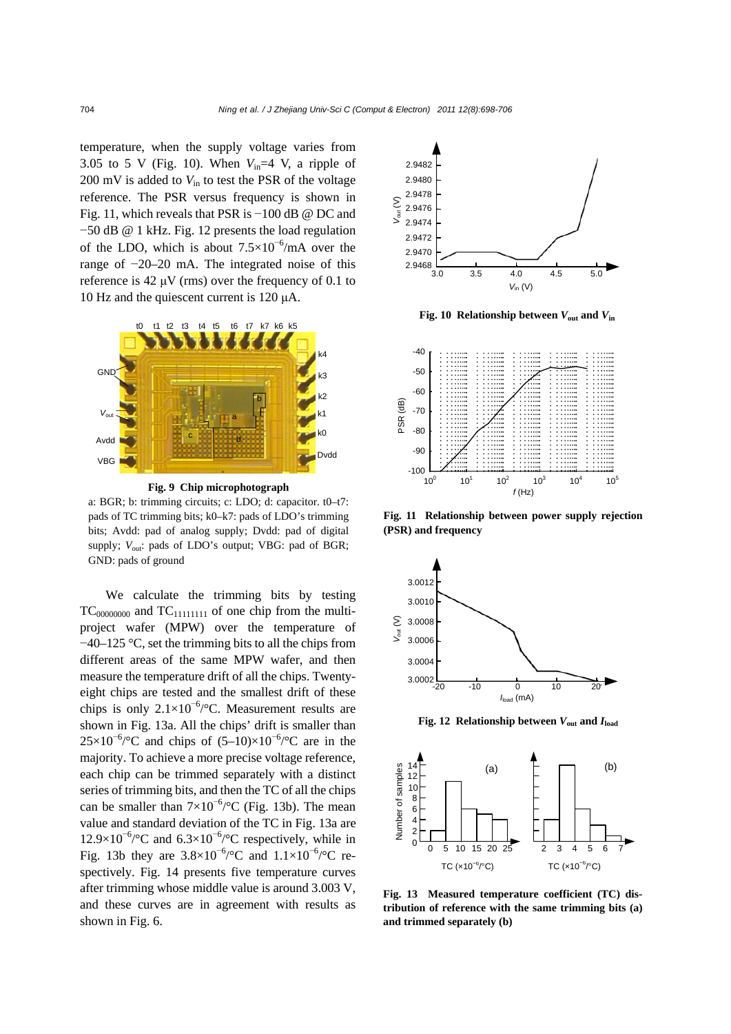temperature, when the supply voltage varies from 3.05 to 5 V (Fig. 10). When $V_{in}$=4 V, a ripple of 200 mV is added to $V_{in}$ to test the PSR of the voltage reference. The PSR versus frequency is shown in Fig. 11, which reveals that PSR is −100 dB @ DC and −50 dB @ 1 kHz. Fig. 12 presents the load regulation of the LDO, which is about $7.5\times10^{-6}$/mA over the range of −20–20 mA. The integrated noise of this reference is 42 μV (rms) over the frequency of 0.1 to 10 Hz and the quiescent current is 120 μA.

**Fig. 9 Chip microphotograph**

a: BGR; b: trimming circuits; c: LDO; d: capacitor. t0–t7: pads of TC trimming bits; k0–k7: pads of LDO's trimming bits; Avdd: pad of analog supply; Dvdd: pad of digital supply; $V_{out}$: pads of LDO's output; VBG: pad of BGR; GND: pads of ground

We calculate the trimming bits by testing $TC_{00000000}$ and $TC_{11111111}$ of one chip from the multi-project wafer (MPW) over the temperature of −40–125 °C, set the trimming bits to all the chips from different areas of the same MPW wafer, and then measure the temperature drift of all the chips. Twenty-eight chips are tested and the smallest drift of these chips is only $2.1\times10^{-6}$/°C. Measurement results are shown in Fig. 13a. All the chips' drift is smaller than $25\times10^{-6}$/°C and chips of $(5–10)\times10^{-6}$/°C are in the majority. To achieve a more precise voltage reference, each chip can be trimmed separately with a distinct series of trimming bits, and then the TC of all the chips can be smaller than $7\times10^{-6}$/°C (Fig. 13b). The mean value and standard deviation of the TC in Fig. 13a are $12.9\times10^{-6}$/°C and $6.3\times10^{-6}$/°C respectively, while in Fig. 13b they are $3.8\times10^{-6}$/°C and $1.1\times10^{-6}$/°C respectively. Fig. 14 presents five temperature curves after trimming whose middle value is around 3.003 V, and these curves are in agreement with results as shown in Fig. 6.

**Fig. 10 Relationship between $V_{out}$ and $V_{in}$**

**Fig. 11 Relationship between power supply rejection (PSR) and frequency**

**Fig. 12 Relationship between $V_{out}$ and $I_{load}$**

**Fig. 13 Measured temperature coefficient (TC) distribution of reference with the same trimming bits (a) and trimmed separately (b)**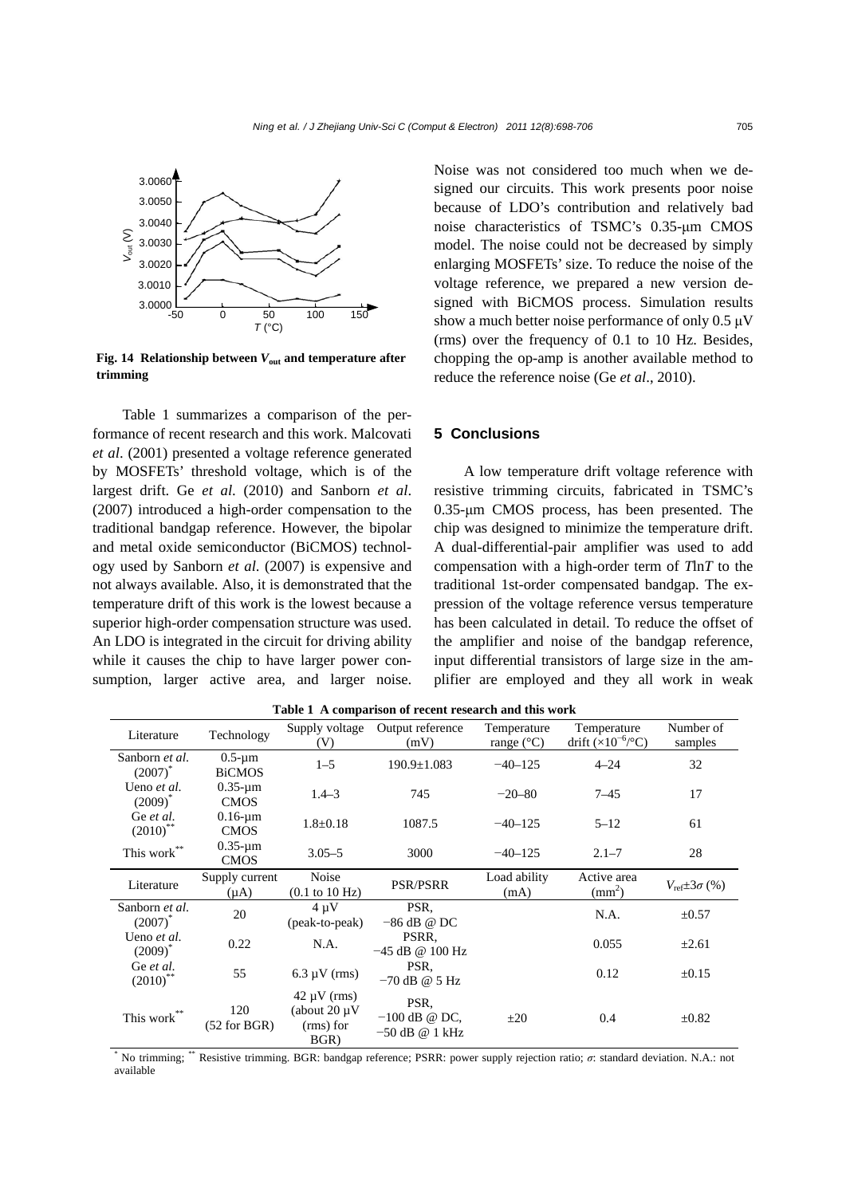Fig. 14 Relationship between $V_{out}$ and temperature after trimming

Table 1 summarizes a comparison of the performance of recent research and this work. Malcovati *et al*. (2001) presented a voltage reference generated by MOSFETs' threshold voltage, which is of the largest drift. Ge *et al.* (2010) and Sanborn *et al*. (2007) introduced a high-order compensation to the traditional bandgap reference. However, the bipolar and metal oxide semiconductor (BiCMOS) technology used by Sanborn *et al.* (2007) is expensive and not always available. Also, it is demonstrated that the temperature drift of this work is the lowest because a superior high-order compensation structure was used. An LDO is integrated in the circuit for driving ability while it causes the chip to have larger power consumption, larger active area, and larger noise. Noise was not considered too much when we designed our circuits. This work presents poor noise because of LDO's contribution and relatively bad noise characteristics of TSMC's 0.35-μm CMOS model. The noise could not be decreased by simply enlarging MOSFETs' size. To reduce the noise of the voltage reference, we prepared a new version designed with BiCMOS process. Simulation results show a much better noise performance of only 0.5 μV (rms) over the frequency of 0.1 to 10 Hz. Besides, chopping the op-amp is another available method to reduce the reference noise (Ge *et al*., 2010).

## 5 Conclusions

A low temperature drift voltage reference with resistive trimming circuits, fabricated in TSMC's 0.35-μm CMOS process, has been presented. The chip was designed to minimize the temperature drift. A dual-differential-pair amplifier was used to add compensation with a high-order term of $T\ln T$ to the traditional 1st-order compensated bandgap. The expression of the voltage reference versus temperature has been calculated in detail. To reduce the offset of the amplifier and noise of the bandgap reference, input differential transistors of large size in the amplifier are employed and they all work in weak

**Table 1 A comparison of recent research and this work**

| Literature | Technology | Supply voltage (V) | Output reference (mV) | Temperature range (°C) | Temperature drift ($\times10^{-6}$/°C) | Number of samples |
|---|---|---|---|---|---|---|
| Sanborn *et al.* (2007)* | 0.5-μm BiCMOS | 1–5 | 190.9±1.083 | −40–125 | 4–24 | 32 |
| Ueno *et al.* (2009)* | 0.35-μm CMOS | 1.4–3 | 745 | −20–80 | 7–45 | 17 |
| Ge *et al.* (2010)** | 0.16-μm CMOS | 1.8±0.18 | 1087.5 | −40–125 | 5–12 | 61 |
| This work** | 0.35-μm CMOS | 3.05–5 | 3000 | −40–125 | 2.1–7 | 28 |

| Literature | Supply current (μA) | Noise (0.1 to 10 Hz) | PSR/PSRR | Load ability (mA) | Active area (mm$^2$) | $V_{ref}$±3$\sigma$ (%) |
|---|---|---|---|---|---|---|
| Sanborn *et al.* (2007)* | 20 | 4 μV (peak-to-peak) | PSR, −86 dB @ DC | | N.A. | ±0.57 |
| Ueno *et al.* (2009)* | 0.22 | N.A. | PSRR, −45 dB @ 100 Hz | | 0.055 | ±2.61 |
| Ge *et al.* (2010)** | 55 | 6.3 μV (rms) | PSR, −70 dB @ 5 Hz | | 0.12 | ±0.15 |
| This work** | 120 (52 for BGR) | 42 μV (rms) (about 20 μV (rms) for BGR) | PSR, −100 dB @ DC, −50 dB @ 1 kHz | ±20 | 0.4 | ±0.82 |

* No trimming; ** Resistive trimming. BGR: bandgap reference; PSRR: power supply rejection ratio; $\sigma$: standard deviation. N.A.: not available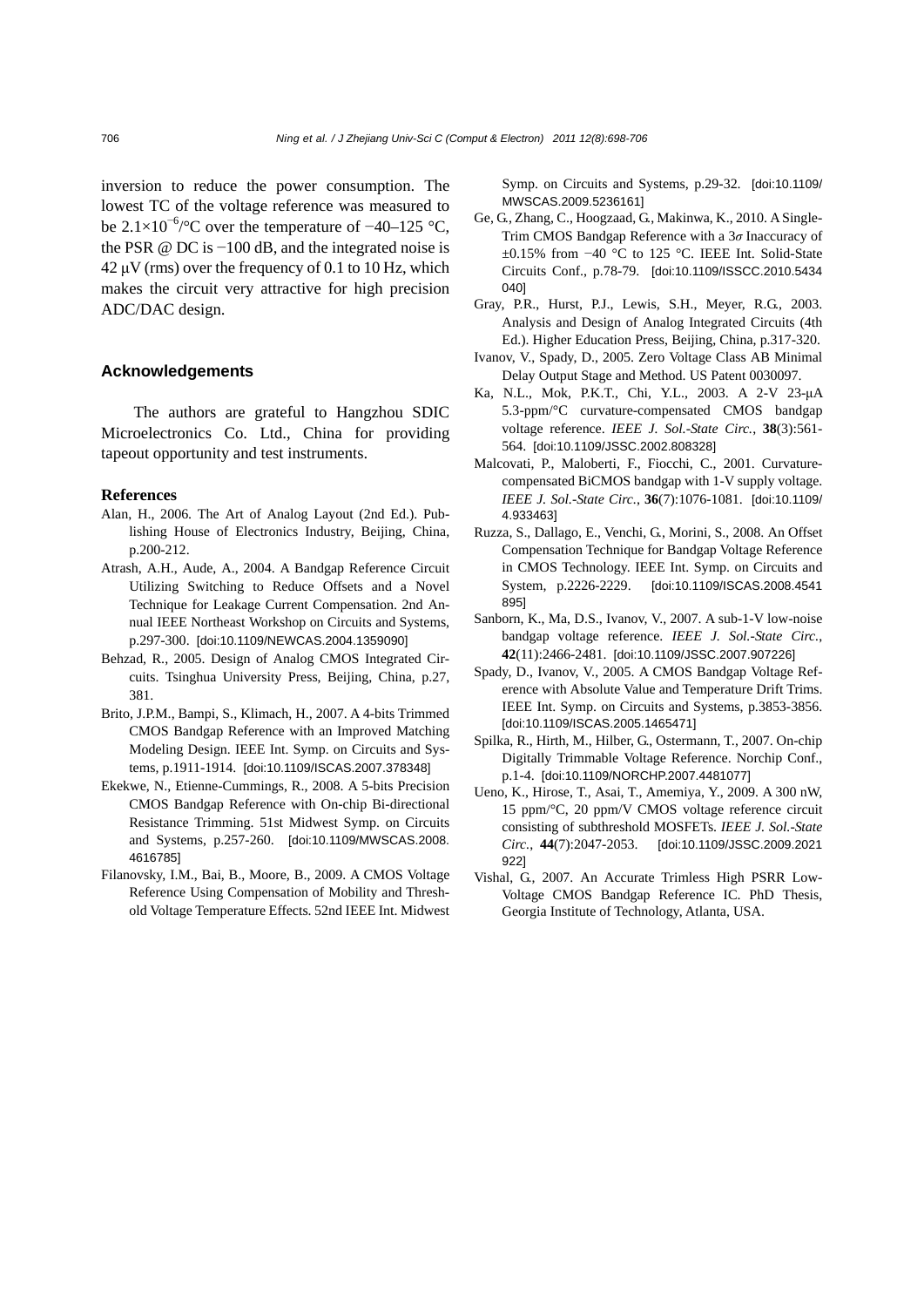inversion to reduce the power consumption. The lowest TC of the voltage reference was measured to be $2.1\times10^{-6}$/°C over the temperature of −40–125 °C, the PSR @ DC is −100 dB, and the integrated noise is 42 μV (rms) over the frequency of 0.1 to 10 Hz, which makes the circuit very attractive for high precision ADC/DAC design.

## Acknowledgements

The authors are grateful to Hangzhou SDIC Microelectronics Co. Ltd., China for providing tapeout opportunity and test instruments.

## References

Alan, H., 2006. The Art of Analog Layout (2nd Ed.). Publishing House of Electronics Industry, Beijing, China, p.200-212.

Atrash, A.H., Aude, A., 2004. A Bandgap Reference Circuit Utilizing Switching to Reduce Offsets and a Novel Technique for Leakage Current Compensation. 2nd Annual IEEE Northeast Workshop on Circuits and Systems, p.297-300. [doi:10.1109/NEWCAS.2004.1359090]

Behzad, R., 2005. Design of Analog CMOS Integrated Circuits. Tsinghua University Press, Beijing, China, p.27, 381.

Brito, J.P.M., Bampi, S., Klimach, H., 2007. A 4-bits Trimmed CMOS Bandgap Reference with an Improved Matching Modeling Design. IEEE Int. Symp. on Circuits and Systems, p.1911-1914. [doi:10.1109/ISCAS.2007.378348]

Ekekwe, N., Etienne-Cummings, R., 2008. A 5-bits Precision CMOS Bandgap Reference with On-chip Bi-directional Resistance Trimming. 51st Midwest Symp. on Circuits and Systems, p.257-260. [doi:10.1109/MWSCAS.2008.4616785]

Filanovsky, I.M., Bai, B., Moore, B., 2009. A CMOS Voltage Reference Using Compensation of Mobility and Threshold Voltage Temperature Effects. 52nd IEEE Int. Midwest Symp. on Circuits and Systems, p.29-32. [doi:10.1109/MWSCAS.2009.5236161]

Ge, G., Zhang, C., Hoogzaad, G., Makinwa, K., 2010. A Single-Trim CMOS Bandgap Reference with a 3$\sigma$ Inaccuracy of ±0.15% from −40 °C to 125 °C. IEEE Int. Solid-State Circuits Conf., p.78-79. [doi:10.1109/ISSCC.2010.5434040]

Gray, P.R., Hurst, P.J., Lewis, S.H., Meyer, R.G., 2003. Analysis and Design of Analog Integrated Circuits (4th Ed.). Higher Education Press, Beijing, China, p.317-320.

Ivanov, V., Spady, D., 2005. Zero Voltage Class AB Minimal Delay Output Stage and Method. US Patent 0030097.

Ka, N.L., Mok, P.K.T., Chi, Y.L., 2003. A 2-V 23-μA 5.3-ppm/°C curvature-compensated CMOS bandgap voltage reference. *IEEE J. Sol.-State Circ.*, **38**(3):561-564. [doi:10.1109/JSSC.2002.808328]

Malcovati, P., Maloberti, F., Fiocchi, C., 2001. Curvature-compensated BiCMOS bandgap with 1-V supply voltage. *IEEE J. Sol.-State Circ.*, **36**(7):1076-1081. [doi:10.1109/4.933463]

Ruzza, S., Dallago, E., Venchi, G., Morini, S., 2008. An Offset Compensation Technique for Bandgap Voltage Reference in CMOS Technology. IEEE Int. Symp. on Circuits and System, p.2226-2229. [doi:10.1109/ISCAS.2008.4541895]

Sanborn, K., Ma, D.S., Ivanov, V., 2007. A sub-1-V low-noise bandgap voltage reference. *IEEE J. Sol.-State Circ.*, **42**(11):2466-2481. [doi:10.1109/JSSC.2007.907226]

Spady, D., Ivanov, V., 2005. A CMOS Bandgap Voltage Reference with Absolute Value and Temperature Drift Trims. IEEE Int. Symp. on Circuits and Systems, p.3853-3856. [doi:10.1109/ISCAS.2005.1465471]

Spilka, R., Hirth, M., Hilber, G., Ostermann, T., 2007. On-chip Digitally Trimmable Voltage Reference. Norchip Conf., p.1-4. [doi:10.1109/NORCHP.2007.4481077]

Ueno, K., Hirose, T., Asai, T., Amemiya, Y., 2009. A 300 nW, 15 ppm/°C, 20 ppm/V CMOS voltage reference circuit consisting of subthreshold MOSFETs. *IEEE J. Sol.-State Circ.*, **44**(7):2047-2053. [doi:10.1109/JSSC.2009.2021922]

Vishal, G., 2007. An Accurate Trimless High PSRR Low-Voltage CMOS Bandgap Reference IC. PhD Thesis, Georgia Institute of Technology, Atlanta, USA.